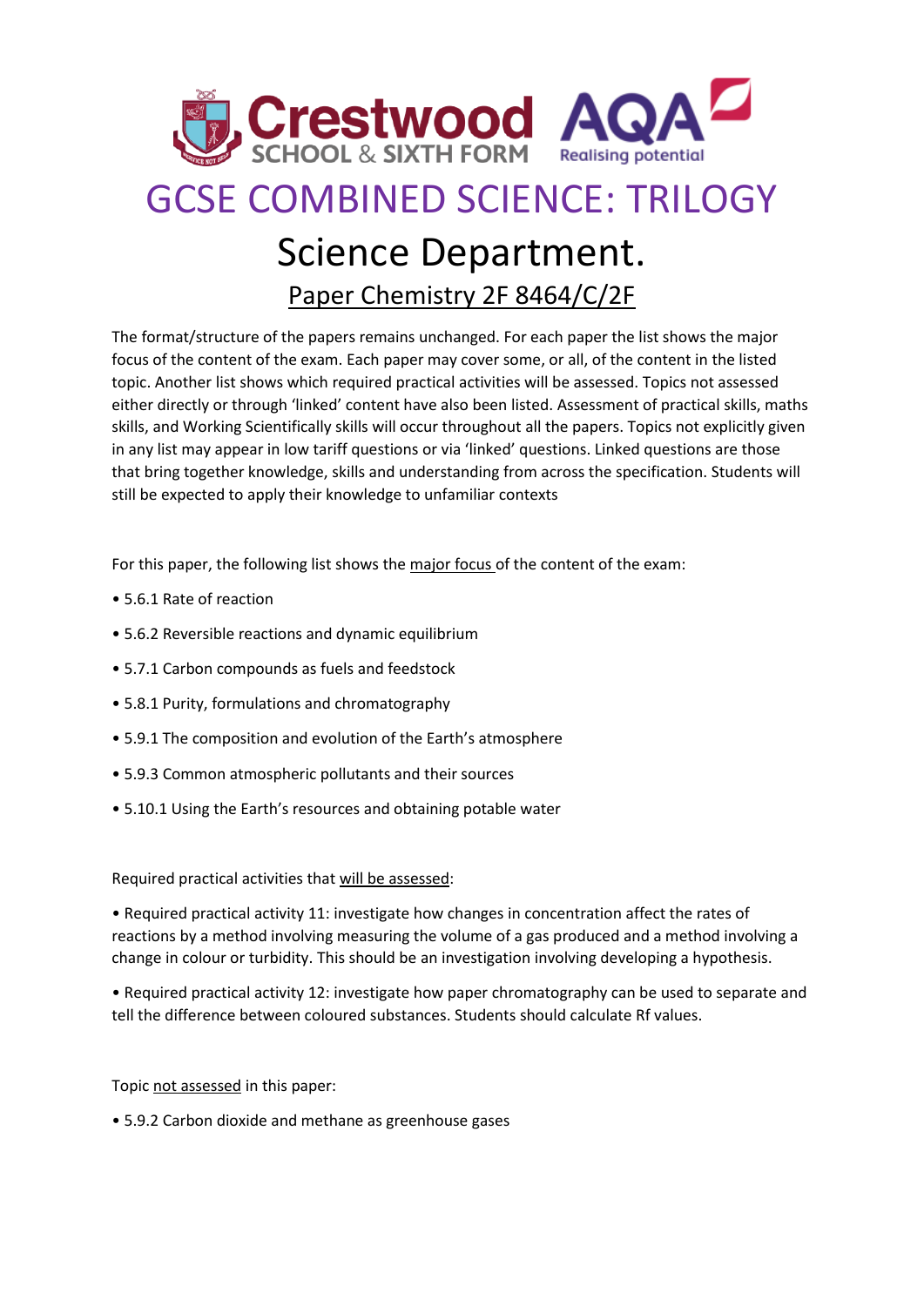Crestwood SCHOOL & SIXTH FORM

AQA Realising potential

# GCSE COMBINED SCIENCE: TRILOGY

## Science Department.

### Paper Chemistry 2F 8464/C/2F

The format/structure of the papers remains unchanged. For each paper the list shows the major focus of the content of the exam. Each paper may cover some, or all, of the content in the listed topic. Another list shows which required practical activities will be assessed. Topics not assessed either directly or through 'linked' content have also been listed. Assessment of practical skills, maths skills, and Working Scientifically skills will occur throughout all the papers. Topics not explicitly given in any list may appear in low tariff questions or via 'linked' questions. Linked questions are those that bring together knowledge, skills and understanding from across the specification. Students will still be expected to apply their knowledge to unfamiliar contexts

For this paper, the following list shows the major focus of the content of the exam:

- 5.6.1 Rate of reaction
- 5.6.2 Reversible reactions and dynamic equilibrium
- 5.7.1 Carbon compounds as fuels and feedstock
- 5.8.1 Purity, formulations and chromatography
- 5.9.1 The composition and evolution of the Earth's atmosphere
- 5.9.3 Common atmospheric pollutants and their sources
- 5.10.1 Using the Earth's resources and obtaining potable water

Required practical activities that will be assessed:

- Required practical activity 11: investigate how changes in concentration affect the rates of reactions by a method involving measuring the volume of a gas produced and a method involving a change in colour or turbidity. This should be an investigation involving developing a hypothesis.
- Required practical activity 12: investigate how paper chromatography can be used to separate and tell the difference between coloured substances. Students should calculate Rf values.

Topic not assessed in this paper:

- 5.9.2 Carbon dioxide and methane as greenhouse gases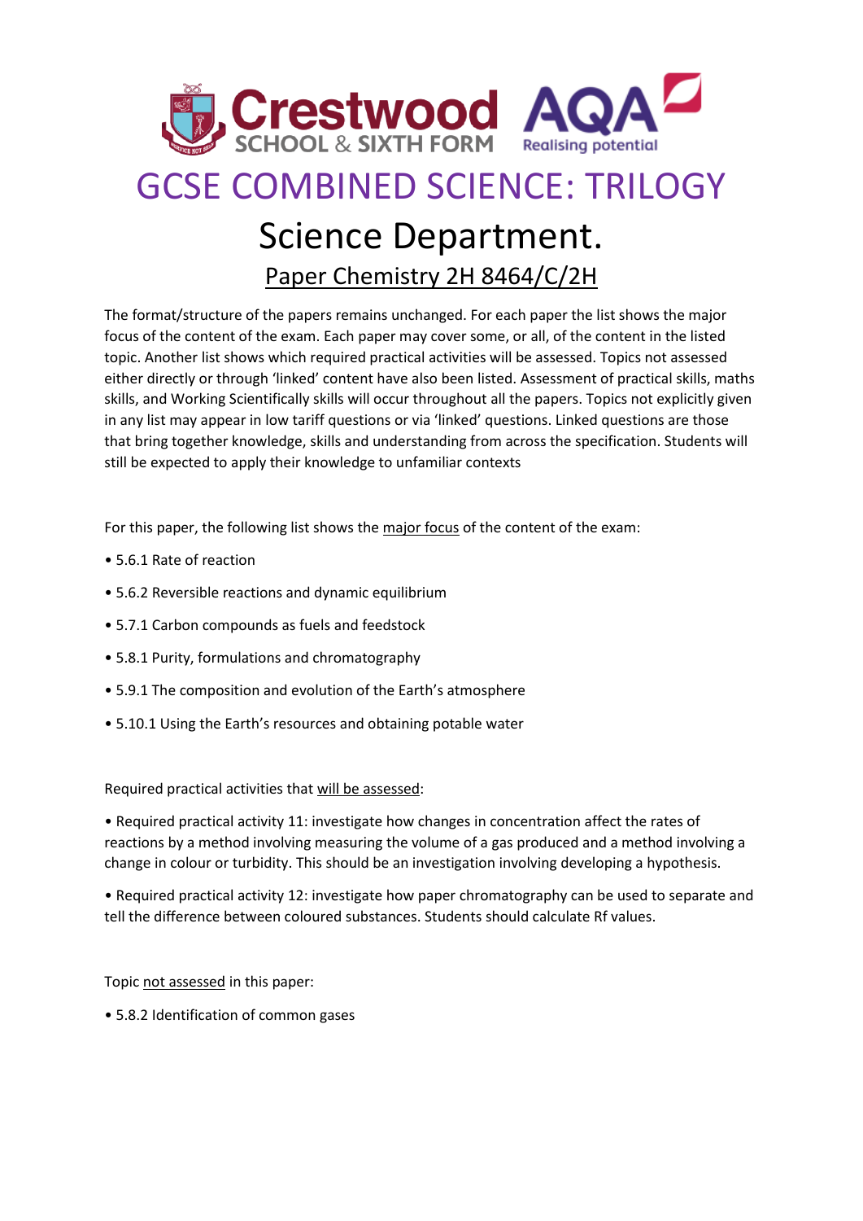# GCSE COMBINED SCIENCE: TRILOGY

## Science Department.

### Paper Chemistry 2H 8464/C/2H

The format/structure of the papers remains unchanged. For each paper the list shows the major focus of the content of the exam. Each paper may cover some, or all, of the content in the listed topic. Another list shows which required practical activities will be assessed. Topics not assessed either directly or through 'linked' content have also been listed. Assessment of practical skills, maths skills, and Working Scientifically skills will occur throughout all the papers. Topics not explicitly given in any list may appear in low tariff questions or via 'linked' questions. Linked questions are those that bring together knowledge, skills and understanding from across the specification. Students will still be expected to apply their knowledge to unfamiliar contexts

For this paper, the following list shows the major focus of the content of the exam:

- 5.6.1 Rate of reaction
- 5.6.2 Reversible reactions and dynamic equilibrium
- 5.7.1 Carbon compounds as fuels and feedstock
- 5.8.1 Purity, formulations and chromatography
- 5.9.1 The composition and evolution of the Earth's atmosphere
- 5.10.1 Using the Earth's resources and obtaining potable water

Required practical activities that will be assessed:

- Required practical activity 11: investigate how changes in concentration affect the rates of reactions by a method involving measuring the volume of a gas produced and a method involving a change in colour or turbidity. This should be an investigation involving developing a hypothesis.
- Required practical activity 12: investigate how paper chromatography can be used to separate and tell the difference between coloured substances. Students should calculate Rf values.

Topic not assessed in this paper:

- 5.8.2 Identification of common gases